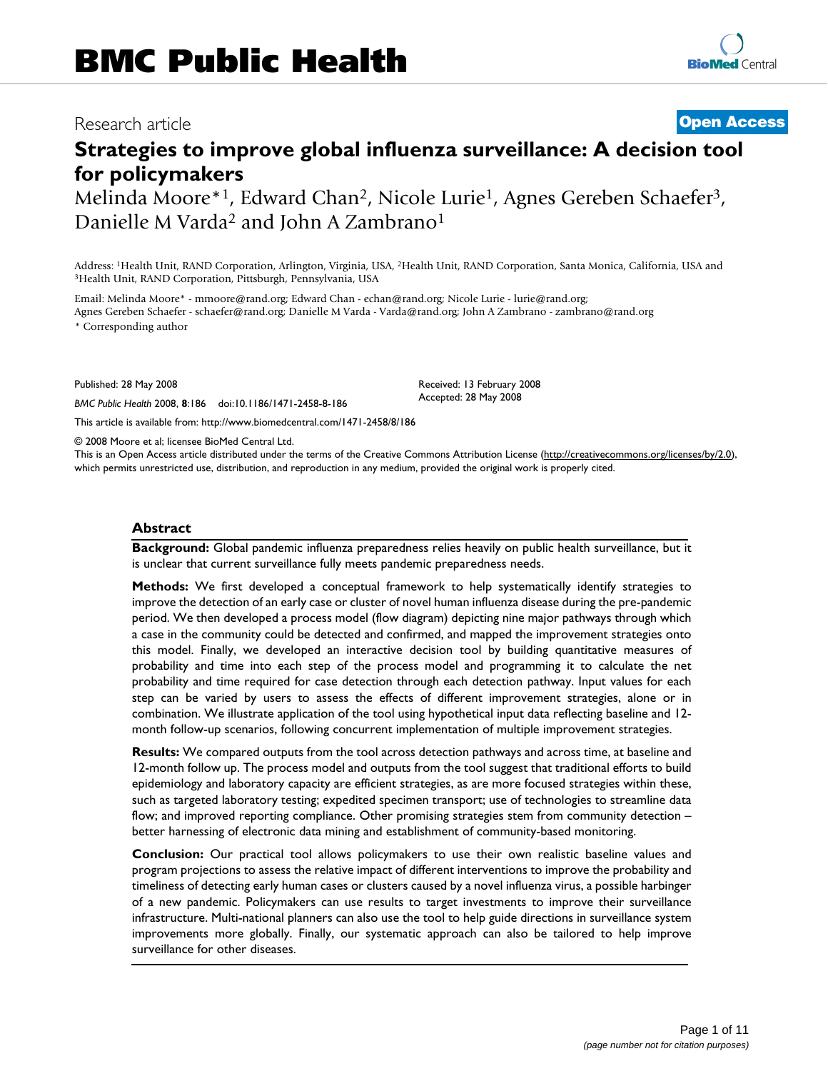BMC Public Health

Research article

**Open Access**

# Strategies to improve global influenza surveillance: A decision tool for policymakers

Melinda Moore*[1], Edward Chan[2], Nicole Lurie[1], Agnes Gereben Schaefer[3], Danielle M Varda[2] and John A Zambrano[1]

Address: [1]Health Unit, RAND Corporation, Arlington, Virginia, USA, [2]Health Unit, RAND Corporation, Santa Monica, California, USA and [3]Health Unit, RAND Corporation, Pittsburgh, Pennsylvania, USA

Email: Melinda Moore* - mmoore@rand.org; Edward Chan - echan@rand.org; Nicole Lurie - lurie@rand.org; Agnes Gereben Schaefer - schaefer@rand.org; Danielle M Varda - Varda@rand.org; John A Zambrano - zambrano@rand.org

\* Corresponding author

Published: 28 May 2008

*BMC Public Health* 2008, **8**:186 doi:10.1186/1471-2458-8-186

Received: 13 February 2008
Accepted: 28 May 2008

This article is available from: http://www.biomedcentral.com/1471-2458/8/186

© 2008 Moore et al; licensee BioMed Central Ltd.

This is an Open Access article distributed under the terms of the Creative Commons Attribution License (http://creativecommons.org/licenses/by/2.0), which permits unrestricted use, distribution, and reproduction in any medium, provided the original work is properly cited.

## Abstract

**Background:** Global pandemic influenza preparedness relies heavily on public health surveillance, but it is unclear that current surveillance fully meets pandemic preparedness needs.

**Methods:** We first developed a conceptual framework to help systematically identify strategies to improve the detection of an early case or cluster of novel human influenza disease during the pre-pandemic period. We then developed a process model (flow diagram) depicting nine major pathways through which a case in the community could be detected and confirmed, and mapped the improvement strategies onto this model. Finally, we developed an interactive decision tool by building quantitative measures of probability and time into each step of the process model and programming it to calculate the net probability and time required for case detection through each detection pathway. Input values for each step can be varied by users to assess the effects of different improvement strategies, alone or in combination. We illustrate application of the tool using hypothetical input data reflecting baseline and 12-month follow-up scenarios, following concurrent implementation of multiple improvement strategies.

**Results:** We compared outputs from the tool across detection pathways and across time, at baseline and 12-month follow up. The process model and outputs from the tool suggest that traditional efforts to build epidemiology and laboratory capacity are efficient strategies, as are more focused strategies within these, such as targeted laboratory testing; expedited specimen transport; use of technologies to streamline data flow; and improved reporting compliance. Other promising strategies stem from community detection – better harnessing of electronic data mining and establishment of community-based monitoring.

**Conclusion:** Our practical tool allows policymakers to use their own realistic baseline values and program projections to assess the relative impact of different interventions to improve the probability and timeliness of detecting early human cases or clusters caused by a novel influenza virus, a possible harbinger of a new pandemic. Policymakers can use results to target investments to improve their surveillance infrastructure. Multi-national planners can also use the tool to help guide directions in surveillance system improvements more globally. Finally, our systematic approach can also be tailored to help improve surveillance for other diseases.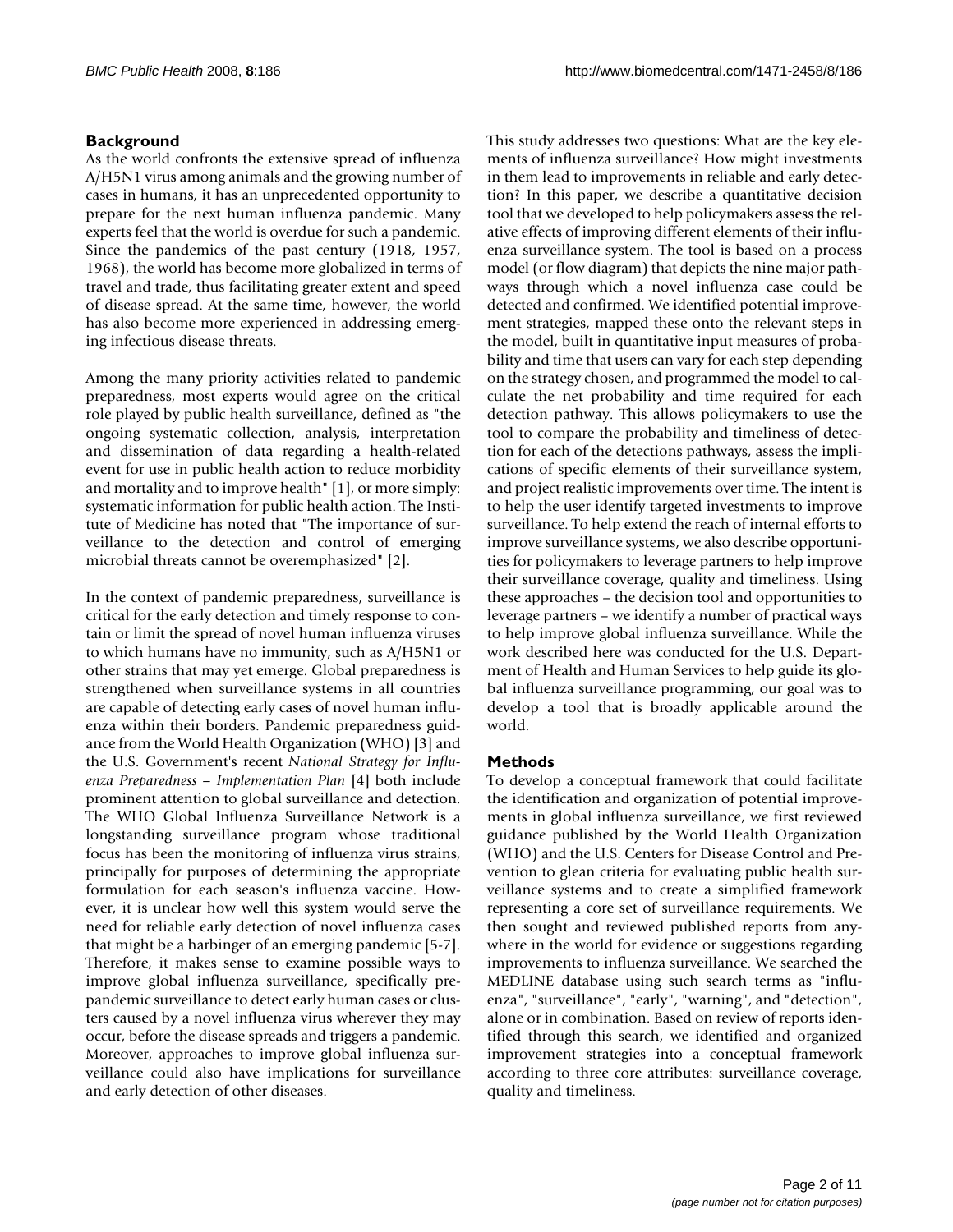## Background

As the world confronts the extensive spread of influenza A/H5N1 virus among animals and the growing number of cases in humans, it has an unprecedented opportunity to prepare for the next human influenza pandemic. Many experts feel that the world is overdue for such a pandemic. Since the pandemics of the past century (1918, 1957, 1968), the world has become more globalized in terms of travel and trade, thus facilitating greater extent and speed of disease spread. At the same time, however, the world has also become more experienced in addressing emerging infectious disease threats.

Among the many priority activities related to pandemic preparedness, most experts would agree on the critical role played by public health surveillance, defined as "the ongoing systematic collection, analysis, interpretation and dissemination of data regarding a health-related event for use in public health action to reduce morbidity and mortality and to improve health" [1], or more simply: systematic information for public health action. The Institute of Medicine has noted that "The importance of surveillance to the detection and control of emerging microbial threats cannot be overemphasized" [2].

In the context of pandemic preparedness, surveillance is critical for the early detection and timely response to contain or limit the spread of novel human influenza viruses to which humans have no immunity, such as A/H5N1 or other strains that may yet emerge. Global preparedness is strengthened when surveillance systems in all countries are capable of detecting early cases of novel human influenza within their borders. Pandemic preparedness guidance from the World Health Organization (WHO) [3] and the U.S. Government's recent *National Strategy for Influenza Preparedness – Implementation Plan* [4] both include prominent attention to global surveillance and detection. The WHO Global Influenza Surveillance Network is a longstanding surveillance program whose traditional focus has been the monitoring of influenza virus strains, principally for purposes of determining the appropriate formulation for each season's influenza vaccine. However, it is unclear how well this system would serve the need for reliable early detection of novel influenza cases that might be a harbinger of an emerging pandemic [5-7]. Therefore, it makes sense to examine possible ways to improve global influenza surveillance, specifically pre-pandemic surveillance to detect early human cases or clusters caused by a novel influenza virus wherever they may occur, before the disease spreads and triggers a pandemic. Moreover, approaches to improve global influenza surveillance could also have implications for surveillance and early detection of other diseases.

This study addresses two questions: What are the key elements of influenza surveillance? How might investments in them lead to improvements in reliable and early detection? In this paper, we describe a quantitative decision tool that we developed to help policymakers assess the relative effects of improving different elements of their influenza surveillance system. The tool is based on a process model (or flow diagram) that depicts the nine major pathways through which a novel influenza case could be detected and confirmed. We identified potential improvement strategies, mapped these onto the relevant steps in the model, built in quantitative input measures of probability and time that users can vary for each step depending on the strategy chosen, and programmed the model to calculate the net probability and time required for each detection pathway. This allows policymakers to use the tool to compare the probability and timeliness of detection for each of the detections pathways, assess the implications of specific elements of their surveillance system, and project realistic improvements over time. The intent is to help the user identify targeted investments to improve surveillance. To help extend the reach of internal efforts to improve surveillance systems, we also describe opportunities for policymakers to leverage partners to help improve their surveillance coverage, quality and timeliness. Using these approaches – the decision tool and opportunities to leverage partners – we identify a number of practical ways to help improve global influenza surveillance. While the work described here was conducted for the U.S. Department of Health and Human Services to help guide its global influenza surveillance programming, our goal was to develop a tool that is broadly applicable around the world.

## Methods

To develop a conceptual framework that could facilitate the identification and organization of potential improvements in global influenza surveillance, we first reviewed guidance published by the World Health Organization (WHO) and the U.S. Centers for Disease Control and Prevention to glean criteria for evaluating public health surveillance systems and to create a simplified framework representing a core set of surveillance requirements. We then sought and reviewed published reports from anywhere in the world for evidence or suggestions regarding improvements to influenza surveillance. We searched the MEDLINE database using such search terms as "influenza", "surveillance", "early", "warning", and "detection", alone or in combination. Based on review of reports identified through this search, we identified and organized improvement strategies into a conceptual framework according to three core attributes: surveillance coverage, quality and timeliness.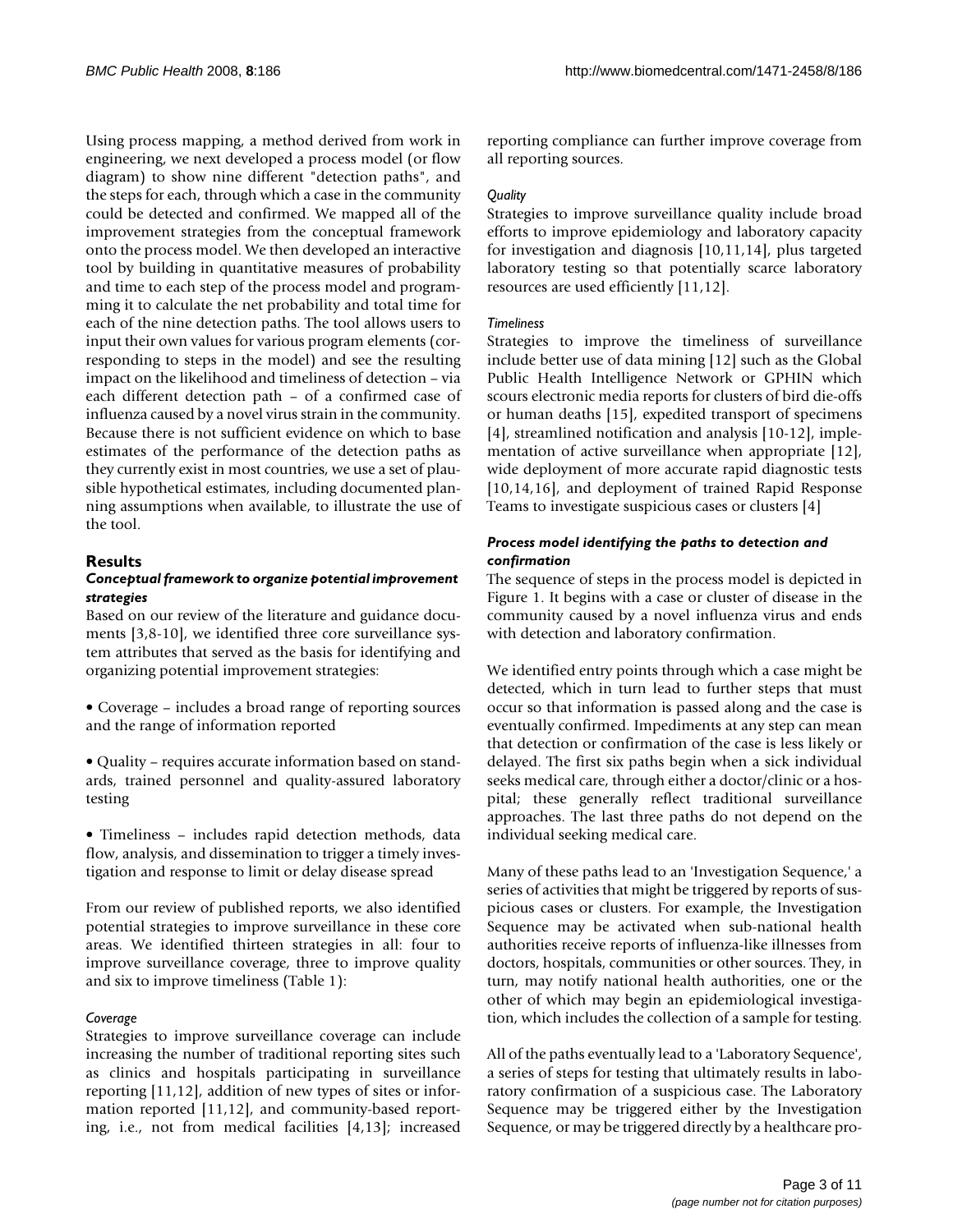Using process mapping, a method derived from work in engineering, we next developed a process model (or flow diagram) to show nine different "detection paths", and the steps for each, through which a case in the community could be detected and confirmed. We mapped all of the improvement strategies from the conceptual framework onto the process model. We then developed an interactive tool by building in quantitative measures of probability and time to each step of the process model and programming it to calculate the net probability and total time for each of the nine detection paths. The tool allows users to input their own values for various program elements (corresponding to steps in the model) and see the resulting impact on the likelihood and timeliness of detection – via each different detection path – of a confirmed case of influenza caused by a novel virus strain in the community. Because there is not sufficient evidence on which to base estimates of the performance of the detection paths as they currently exist in most countries, we use a set of plausible hypothetical estimates, including documented planning assumptions when available, to illustrate the use of the tool.

## Results

### *Conceptual framework to organize potential improvement strategies*

Based on our review of the literature and guidance documents [3,8-10], we identified three core surveillance system attributes that served as the basis for identifying and organizing potential improvement strategies:

• Coverage – includes a broad range of reporting sources and the range of information reported

• Quality – requires accurate information based on standards, trained personnel and quality-assured laboratory testing

• Timeliness – includes rapid detection methods, data flow, analysis, and dissemination to trigger a timely investigation and response to limit or delay disease spread

From our review of published reports, we also identified potential strategies to improve surveillance in these core areas. We identified thirteen strategies in all: four to improve surveillance coverage, three to improve quality and six to improve timeliness (Table 1):

#### *Coverage*

Strategies to improve surveillance coverage can include increasing the number of traditional reporting sites such as clinics and hospitals participating in surveillance reporting [11,12], addition of new types of sites or information reported [11,12], and community-based reporting, i.e., not from medical facilities [4,13]; increased reporting compliance can further improve coverage from all reporting sources.

#### *Quality*

Strategies to improve surveillance quality include broad efforts to improve epidemiology and laboratory capacity for investigation and diagnosis [10,11,14], plus targeted laboratory testing so that potentially scarce laboratory resources are used efficiently [11,12].

#### *Timeliness*

Strategies to improve the timeliness of surveillance include better use of data mining [12] such as the Global Public Health Intelligence Network or GPHIN which scours electronic media reports for clusters of bird die-offs or human deaths [15], expedited transport of specimens [4], streamlined notification and analysis [10-12], implementation of active surveillance when appropriate [12], wide deployment of more accurate rapid diagnostic tests [10,14,16], and deployment of trained Rapid Response Teams to investigate suspicious cases or clusters [4]

### *Process model identifying the paths to detection and confirmation*

The sequence of steps in the process model is depicted in Figure 1. It begins with a case or cluster of disease in the community caused by a novel influenza virus and ends with detection and laboratory confirmation.

We identified entry points through which a case might be detected, which in turn lead to further steps that must occur so that information is passed along and the case is eventually confirmed. Impediments at any step can mean that detection or confirmation of the case is less likely or delayed. The first six paths begin when a sick individual seeks medical care, through either a doctor/clinic or a hospital; these generally reflect traditional surveillance approaches. The last three paths do not depend on the individual seeking medical care.

Many of these paths lead to an 'Investigation Sequence,' a series of activities that might be triggered by reports of suspicious cases or clusters. For example, the Investigation Sequence may be activated when sub-national health authorities receive reports of influenza-like illnesses from doctors, hospitals, communities or other sources. They, in turn, may notify national health authorities, one or the other of which may begin an epidemiological investigation, which includes the collection of a sample for testing.

All of the paths eventually lead to a 'Laboratory Sequence', a series of steps for testing that ultimately results in laboratory confirmation of a suspicious case. The Laboratory Sequence may be triggered either by the Investigation Sequence, or may be triggered directly by a healthcare pro-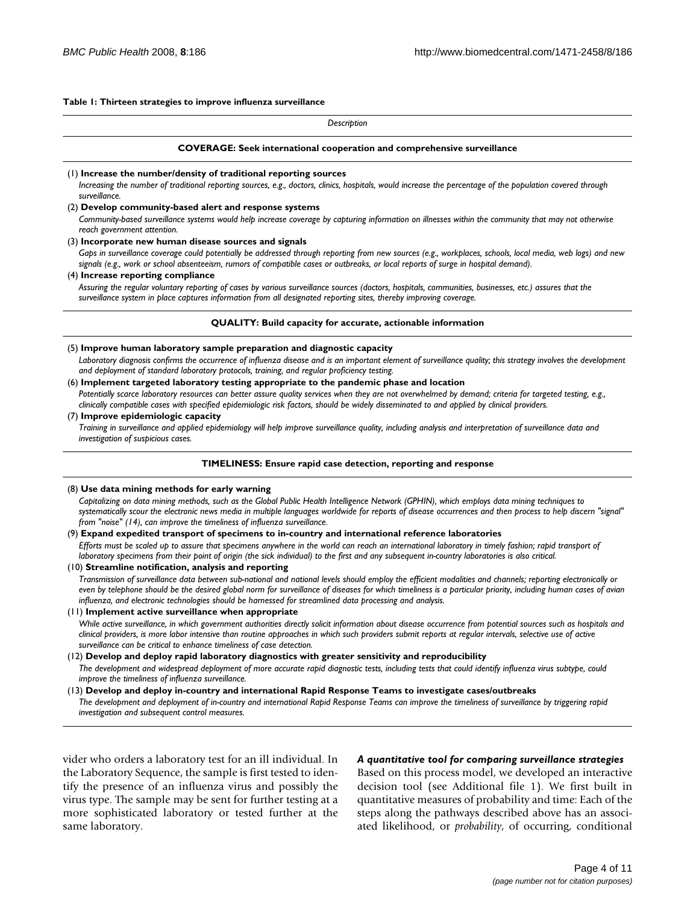**Table 1: Thirteen strategies to improve influenza surveillance**

| *Description* |
| --- |
| **COVERAGE: Seek international cooperation and comprehensive surveillance** |
| (1) **Increase the number/density of traditional reporting sources**<br>*Increasing the number of traditional reporting sources, e.g., doctors, clinics, hospitals, would increase the percentage of the population covered through surveillance.* |
| (2) **Develop community-based alert and response systems**<br>*Community-based surveillance systems would help increase coverage by capturing information on illnesses within the community that may not otherwise reach government attention.* |
| (3) **Incorporate new human disease sources and signals**<br>*Gaps in surveillance coverage could potentially be addressed through reporting from new sources (e.g., workplaces, schools, local media, web logs) and new signals (e.g., work or school absenteeism, rumors of compatible cases or outbreaks, or local reports of surge in hospital demand).* |
| (4) **Increase reporting compliance**<br>*Assuring the regular voluntary reporting of cases by various surveillance sources (doctors, hospitals, communities, businesses, etc.) assures that the surveillance system in place captures information from all designated reporting sites, thereby improving coverage.* |
| **QUALITY: Build capacity for accurate, actionable information** |
| (5) **Improve human laboratory sample preparation and diagnostic capacity**<br>*Laboratory diagnosis confirms the occurrence of influenza disease and is an important element of surveillance quality; this strategy involves the development and deployment of standard laboratory protocols, training, and regular proficiency testing.* |
| (6) **Implement targeted laboratory testing appropriate to the pandemic phase and location**<br>*Potentially scarce laboratory resources can better assure quality services when they are not overwhelmed by demand; criteria for targeted testing, e.g., clinically compatible cases with specified epidemiologic risk factors, should be widely disseminated to and applied by clinical providers.* |
| (7) **Improve epidemiologic capacity**<br>*Training in surveillance and applied epidemiology will help improve surveillance quality, including analysis and interpretation of surveillance data and investigation of suspicious cases.* |
| **TIMELINESS: Ensure rapid case detection, reporting and response** |
| (8) **Use data mining methods for early warning**<br>*Capitalizing on data mining methods, such as the Global Public Health Intelligence Network (GPHIN), which employs data mining techniques to systematically scour the electronic news media in multiple languages worldwide for reports of disease occurrences and then process to help discern "signal" from "noise" (14), can improve the timeliness of influenza surveillance.* |
| (9) **Expand expedited transport of specimens to in-country and international reference laboratories**<br>*Efforts must be scaled up to assure that specimens anywhere in the world can reach an international laboratory in timely fashion; rapid transport of laboratory specimens from their point of origin (the sick individual) to the first and any subsequent in-country laboratories is also critical.* |
| (10) **Streamline notification, analysis and reporting**<br>*Transmission of surveillance data between sub-national and national levels should employ the efficient modalities and channels; reporting electronically or even by telephone should be the desired global norm for surveillance of diseases for which timeliness is a particular priority, including human cases of avian influenza, and electronic technologies should be harnessed for streamlined data processing and analysis.* |
| (11) **Implement active surveillance when appropriate**<br>*While active surveillance, in which government authorities directly solicit information about disease occurrence from potential sources such as hospitals and clinical providers, is more labor intensive than routine approaches in which such providers submit reports at regular intervals, selective use of active surveillance can be critical to enhance timeliness of case detection.* |
| (12) **Develop and deploy rapid laboratory diagnostics with greater sensitivity and reproducibility**<br>*The development and widespread deployment of more accurate rapid diagnostic tests, including tests that could identify influenza virus subtype, could improve the timeliness of influenza surveillance.* |
| (13) **Develop and deploy in-country and international Rapid Response Teams to investigate cases/outbreaks**<br>*The development and deployment of in-country and international Rapid Response Teams can improve the timeliness of surveillance by triggering rapid investigation and subsequent control measures.* |

vider who orders a laboratory test for an ill individual. In the Laboratory Sequence, the sample is first tested to identify the presence of an influenza virus and possibly the virus type. The sample may be sent for further testing at a more sophisticated laboratory or tested further at the same laboratory.

### *A quantitative tool for comparing surveillance strategies*

Based on this process model, we developed an interactive decision tool (see Additional file 1). We first built in quantitative measures of probability and time: Each of the steps along the pathways described above has an associated likelihood, or *probability*, of occurring, conditional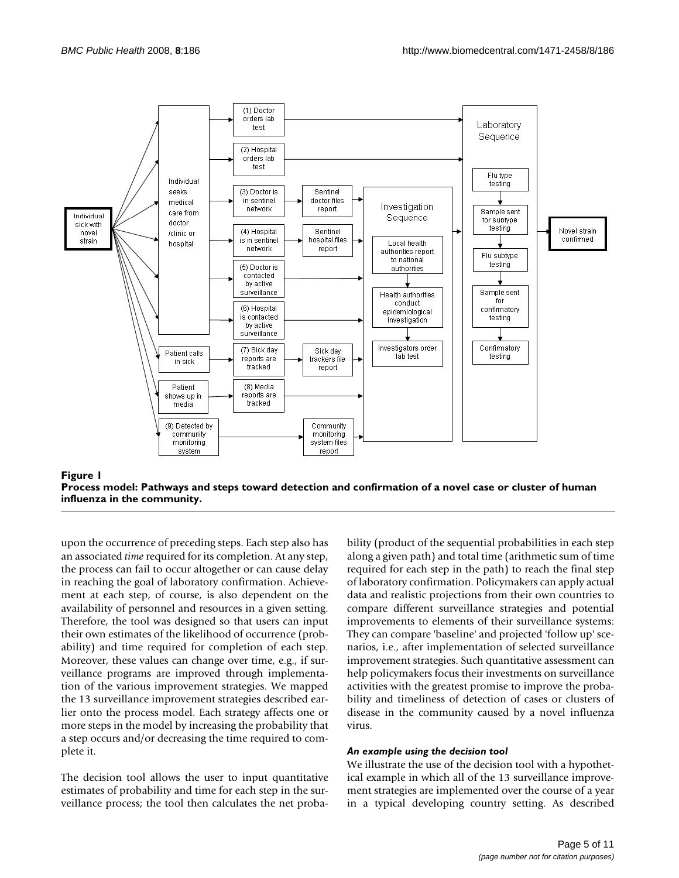**Figure 1**
**Process model: Pathways and steps toward detection and confirmation of a novel case or cluster of human influenza in the community.**

upon the occurrence of preceding steps. Each step also has an associated *time* required for its completion. At any step, the process can fail to occur altogether or can cause delay in reaching the goal of laboratory confirmation. Achievement at each step, of course, is also dependent on the availability of personnel and resources in a given setting. Therefore, the tool was designed so that users can input their own estimates of the likelihood of occurrence (probability) and time required for completion of each step. Moreover, these values can change over time, e.g., if surveillance programs are improved through implementation of the various improvement strategies. We mapped the 13 surveillance improvement strategies described earlier onto the process model. Each strategy affects one or more steps in the model by increasing the probability that a step occurs and/or decreasing the time required to complete it.

The decision tool allows the user to input quantitative estimates of probability and time for each step in the surveillance process; the tool then calculates the net probability (product of the sequential probabilities in each step along a given path) and total time (arithmetic sum of time required for each step in the path) to reach the final step of laboratory confirmation. Policymakers can apply actual data and realistic projections from their own countries to compare different surveillance strategies and potential improvements to elements of their surveillance systems: They can compare 'baseline' and projected 'follow up' scenarios, i.e., after implementation of selected surveillance improvement strategies. Such quantitative assessment can help policymakers focus their investments on surveillance activities with the greatest promise to improve the probability and timeliness of detection of cases or clusters of disease in the community caused by a novel influenza virus.

#### *An example using the decision tool*

We illustrate the use of the decision tool with a hypothetical example in which all of the 13 surveillance improvement strategies are implemented over the course of a year in a typical developing country setting. As described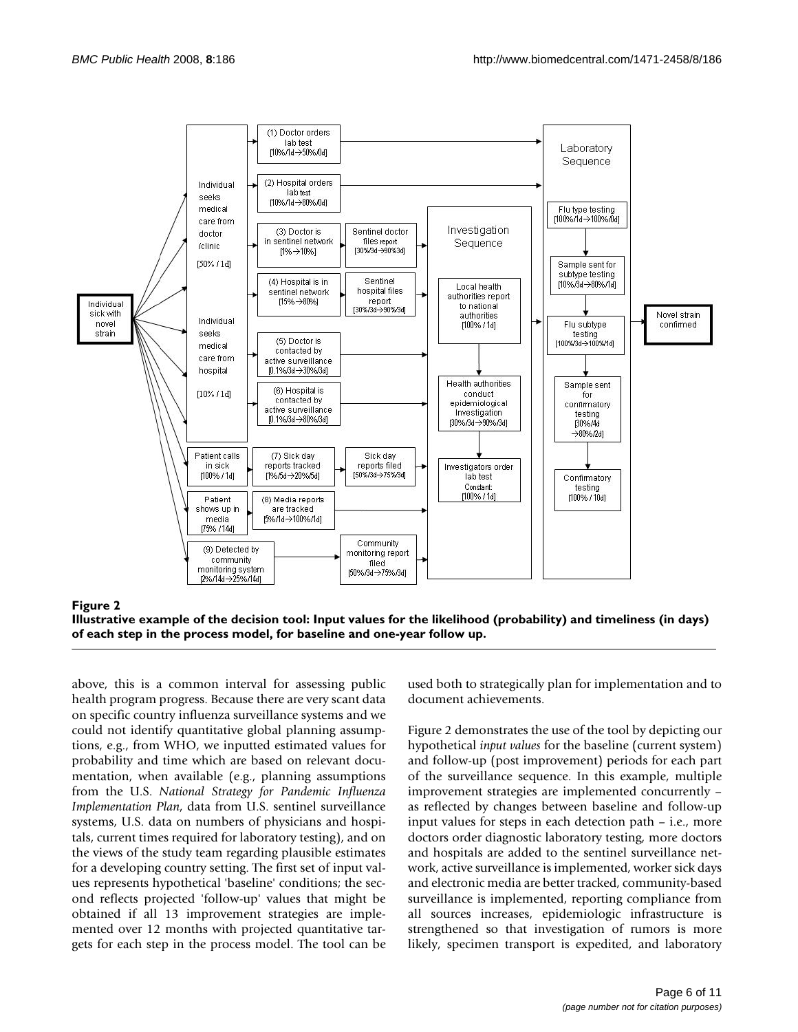**Figure 2**

**Illustrative example of the decision tool: Input values for the likelihood (probability) and timeliness (in days) of each step in the process model, for baseline and one-year follow up.**

above, this is a common interval for assessing public health program progress. Because there are very scant data on specific country influenza surveillance systems and we could not identify quantitative global planning assumptions, e.g., from WHO, we inputted estimated values for probability and time which are based on relevant documentation, when available (e.g., planning assumptions from the U.S. *National Strategy for Pandemic Influenza Implementation Plan*, data from U.S. sentinel surveillance systems, U.S. data on numbers of physicians and hospitals, current times required for laboratory testing), and on the views of the study team regarding plausible estimates for a developing country setting. The first set of input values represents hypothetical 'baseline' conditions; the second reflects projected 'follow-up' values that might be obtained if all 13 improvement strategies are implemented over 12 months with projected quantitative targets for each step in the process model. The tool can be used both to strategically plan for implementation and to document achievements.

Figure 2 demonstrates the use of the tool by depicting our hypothetical *input values* for the baseline (current system) and follow-up (post improvement) periods for each part of the surveillance sequence. In this example, multiple improvement strategies are implemented concurrently – as reflected by changes between baseline and follow-up input values for steps in each detection path – i.e., more doctors order diagnostic laboratory testing, more doctors and hospitals are added to the sentinel surveillance network, active surveillance is implemented, worker sick days and electronic media are better tracked, community-based surveillance is implemented, reporting compliance from all sources increases, epidemiologic infrastructure is strengthened so that investigation of rumors is more likely, specimen transport is expedited, and laboratory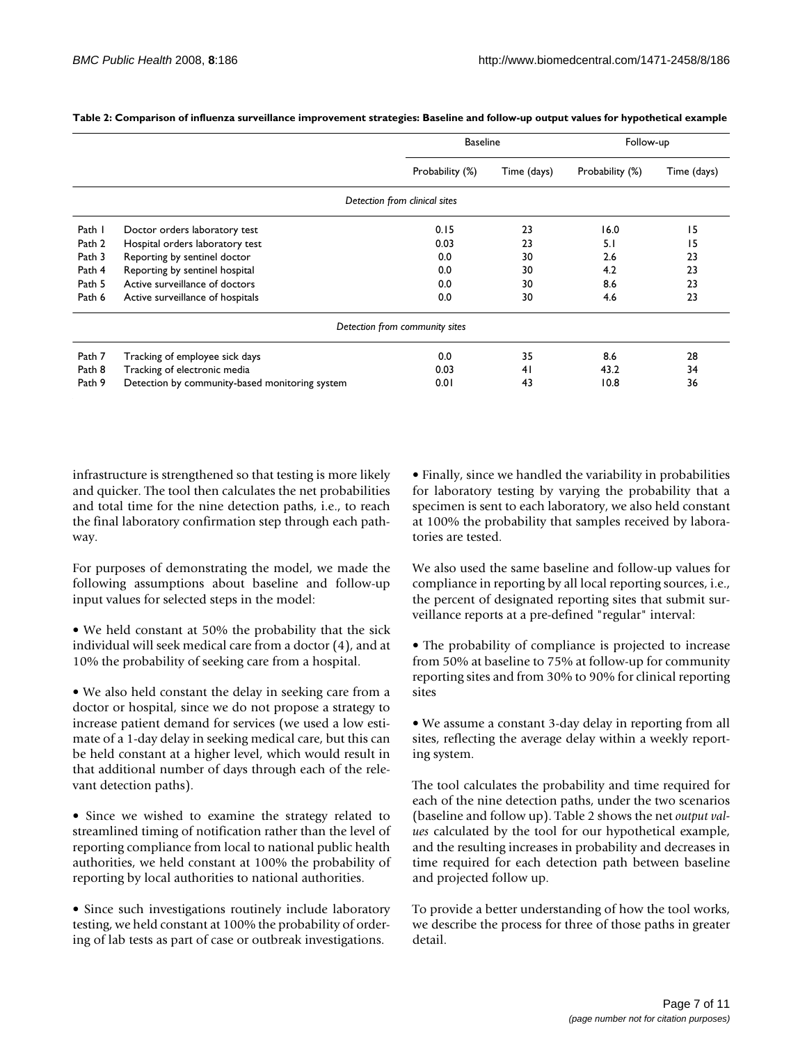**Table 2: Comparison of influenza surveillance improvement strategies: Baseline and follow-up output values for hypothetical example**

| | | Baseline | | Follow-up | |
|---|---|---|---|---|---|
| | | Probability (%) | Time (days) | Probability (%) | Time (days) |
| | *Detection from clinical sites* | | | | |
| Path 1 | Doctor orders laboratory test | 0.15 | 23 | 16.0 | 15 |
| Path 2 | Hospital orders laboratory test | 0.03 | 23 | 5.1 | 15 |
| Path 3 | Reporting by sentinel doctor | 0.0 | 30 | 2.6 | 23 |
| Path 4 | Reporting by sentinel hospital | 0.0 | 30 | 4.2 | 23 |
| Path 5 | Active surveillance of doctors | 0.0 | 30 | 8.6 | 23 |
| Path 6 | Active surveillance of hospitals | 0.0 | 30 | 4.6 | 23 |
| | *Detection from community sites* | | | | |
| Path 7 | Tracking of employee sick days | 0.0 | 35 | 8.6 | 28 |
| Path 8 | Tracking of electronic media | 0.03 | 41 | 43.2 | 34 |
| Path 9 | Detection by community-based monitoring system | 0.01 | 43 | 10.8 | 36 |

infrastructure is strengthened so that testing is more likely and quicker. The tool then calculates the net probabilities and total time for the nine detection paths, i.e., to reach the final laboratory confirmation step through each pathway.

For purposes of demonstrating the model, we made the following assumptions about baseline and follow-up input values for selected steps in the model:

- We held constant at 50% the probability that the sick individual will seek medical care from a doctor (4), and at 10% the probability of seeking care from a hospital.

- We also held constant the delay in seeking care from a doctor or hospital, since we do not propose a strategy to increase patient demand for services (we used a low estimate of a 1-day delay in seeking medical care, but this can be held constant at a higher level, which would result in that additional number of days through each of the relevant detection paths).

- Since we wished to examine the strategy related to streamlined timing of notification rather than the level of reporting compliance from local to national public health authorities, we held constant at 100% the probability of reporting by local authorities to national authorities.

- Since such investigations routinely include laboratory testing, we held constant at 100% the probability of ordering of lab tests as part of case or outbreak investigations.

- Finally, since we handled the variability in probabilities for laboratory testing by varying the probability that a specimen is sent to each laboratory, we also held constant at 100% the probability that samples received by laboratories are tested.

We also used the same baseline and follow-up values for compliance in reporting by all local reporting sources, i.e., the percent of designated reporting sites that submit surveillance reports at a pre-defined "regular" interval:

- The probability of compliance is projected to increase from 50% at baseline to 75% at follow-up for community reporting sites and from 30% to 90% for clinical reporting sites

- We assume a constant 3-day delay in reporting from all sites, reflecting the average delay within a weekly reporting system.

The tool calculates the probability and time required for each of the nine detection paths, under the two scenarios (baseline and follow up). Table 2 shows the net *output values* calculated by the tool for our hypothetical example, and the resulting increases in probability and decreases in time required for each detection path between baseline and projected follow up.

To provide a better understanding of how the tool works, we describe the process for three of those paths in greater detail.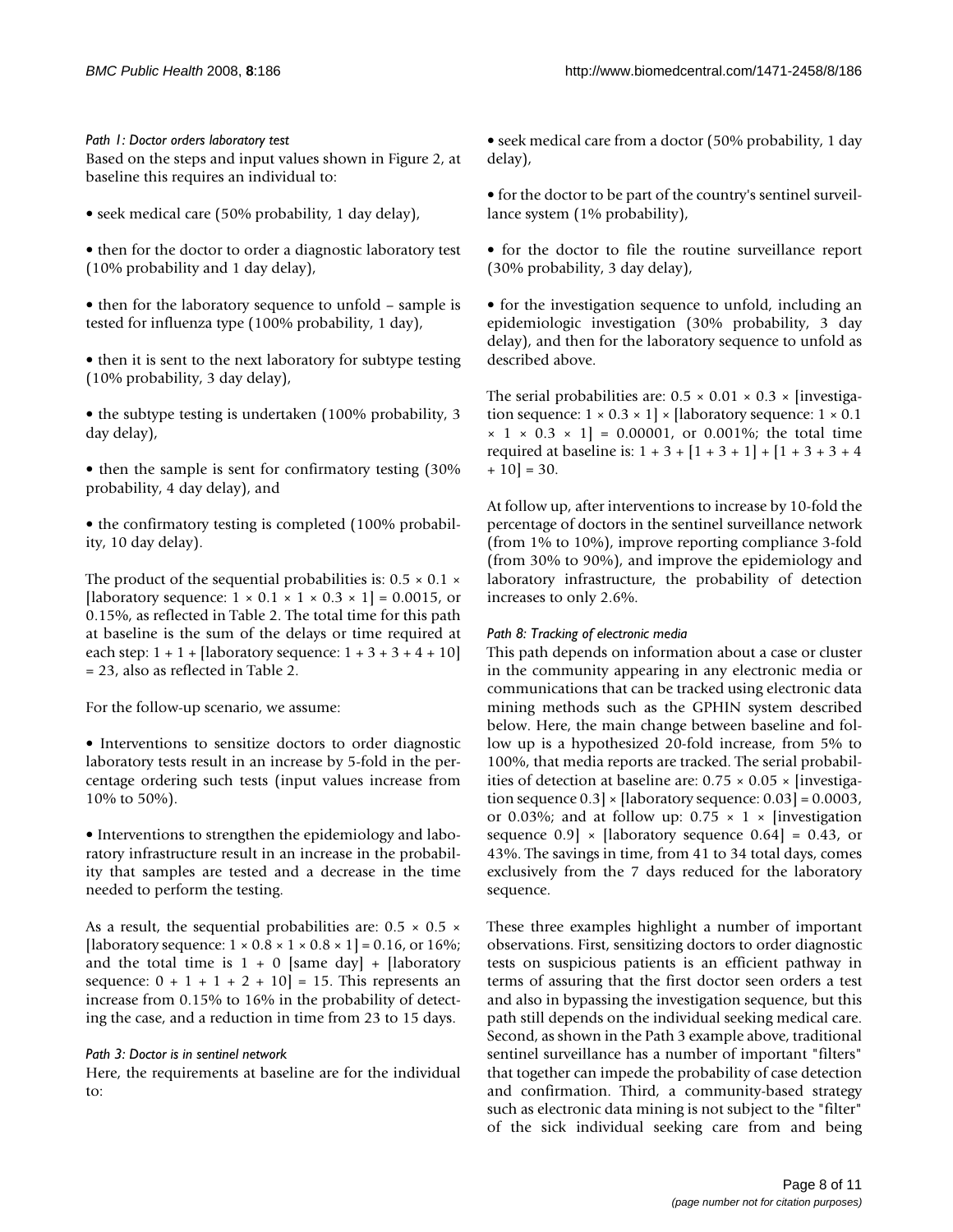*Path 1: Doctor orders laboratory test*

Based on the steps and input values shown in Figure 2, at baseline this requires an individual to:

- seek medical care (50% probability, 1 day delay),
- then for the doctor to order a diagnostic laboratory test (10% probability and 1 day delay),
- then for the laboratory sequence to unfold – sample is tested for influenza type (100% probability, 1 day),
- then it is sent to the next laboratory for subtype testing (10% probability, 3 day delay),
- the subtype testing is undertaken (100% probability, 3 day delay),
- then the sample is sent for confirmatory testing (30% probability, 4 day delay), and
- the confirmatory testing is completed (100% probability, 10 day delay).

The product of the sequential probabilities is: 0.5 × 0.1 × [laboratory sequence: 1 × 0.1 × 1 × 0.3 × 1] = 0.0015, or 0.15%, as reflected in Table 2. The total time for this path at baseline is the sum of the delays or time required at each step: 1 + 1 + [laboratory sequence: 1 + 3 + 3 + 4 + 10] = 23, also as reflected in Table 2.

For the follow-up scenario, we assume:

- Interventions to sensitize doctors to order diagnostic laboratory tests result in an increase by 5-fold in the percentage ordering such tests (input values increase from 10% to 50%).
- Interventions to strengthen the epidemiology and laboratory infrastructure result in an increase in the probability that samples are tested and a decrease in the time needed to perform the testing.

As a result, the sequential probabilities are: 0.5 × 0.5 × [laboratory sequence: 1 × 0.8 × 1 × 0.8 × 1] = 0.16, or 16%; and the total time is 1 + 0 [same day] + [laboratory sequence: 0 + 1 + 1 + 2 + 10] = 15. This represents an increase from 0.15% to 16% in the probability of detecting the case, and a reduction in time from 23 to 15 days.

*Path 3: Doctor is in sentinel network*

Here, the requirements at baseline are for the individual to:

- seek medical care from a doctor (50% probability, 1 day delay),
- for the doctor to be part of the country's sentinel surveillance system (1% probability),
- for the doctor to file the routine surveillance report (30% probability, 3 day delay),
- for the investigation sequence to unfold, including an epidemiologic investigation (30% probability, 3 day delay), and then for the laboratory sequence to unfold as described above.

The serial probabilities are: 0.5 × 0.01 × 0.3 × [investigation sequence: 1 × 0.3 × 1] × [laboratory sequence: 1 × 0.1 × 1 × 0.3 × 1] = 0.00001, or 0.001%; the total time required at baseline is: 1 + 3 + [1 + 3 + 1] + [1 + 3 + 3 + 4 + 10] = 30.

At follow up, after interventions to increase by 10-fold the percentage of doctors in the sentinel surveillance network (from 1% to 10%), improve reporting compliance 3-fold (from 30% to 90%), and improve the epidemiology and laboratory infrastructure, the probability of detection increases to only 2.6%.

*Path 8: Tracking of electronic media*

This path depends on information about a case or cluster in the community appearing in any electronic media or communications that can be tracked using electronic data mining methods such as the GPHIN system described below. Here, the main change between baseline and follow up is a hypothesized 20-fold increase, from 5% to 100%, that media reports are tracked. The serial probabilities of detection at baseline are: 0.75 × 0.05 × [investigation sequence 0.3] × [laboratory sequence: 0.03] = 0.0003, or 0.03%; and at follow up: 0.75 × 1 × [investigation sequence 0.9] × [laboratory sequence 0.64] = 0.43, or 43%. The savings in time, from 41 to 34 total days, comes exclusively from the 7 days reduced for the laboratory sequence.

These three examples highlight a number of important observations. First, sensitizing doctors to order diagnostic tests on suspicious patients is an efficient pathway in terms of assuring that the first doctor seen orders a test and also in bypassing the investigation sequence, but this path still depends on the individual seeking medical care. Second, as shown in the Path 3 example above, traditional sentinel surveillance has a number of important "filters" that together can impede the probability of case detection and confirmation. Third, a community-based strategy such as electronic data mining is not subject to the "filter" of the sick individual seeking care from and being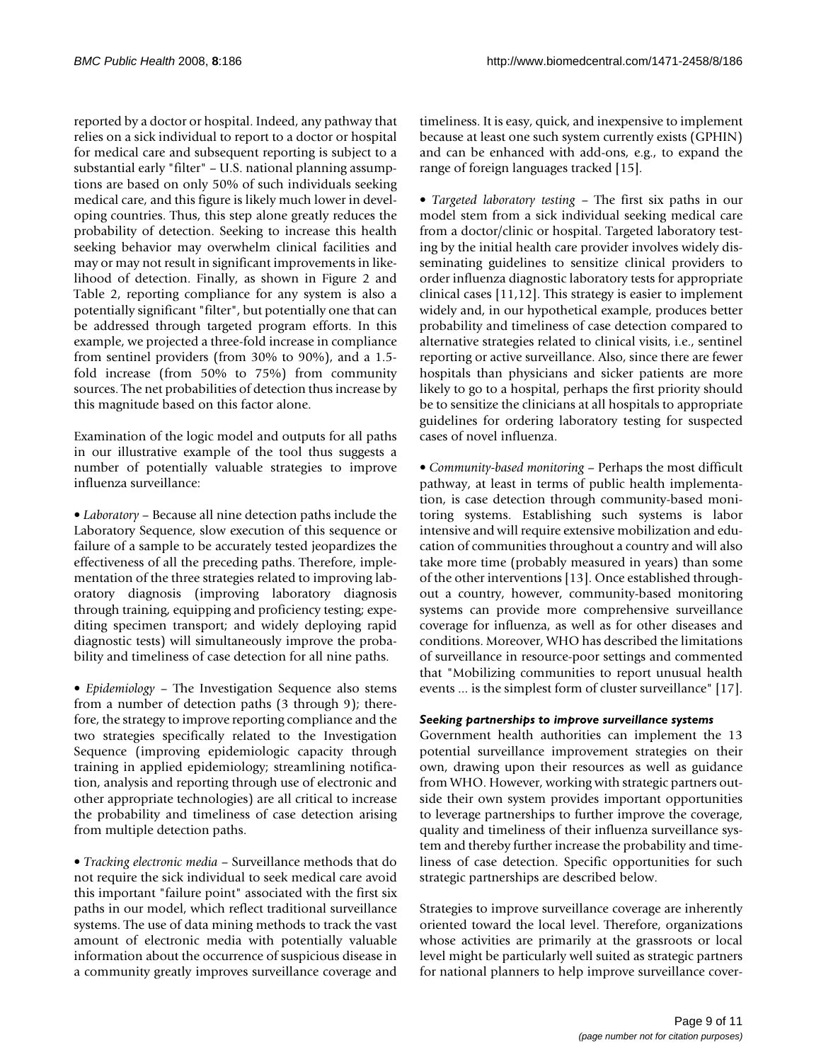reported by a doctor or hospital. Indeed, any pathway that relies on a sick individual to report to a doctor or hospital for medical care and subsequent reporting is subject to a substantial early "filter" – U.S. national planning assumptions are based on only 50% of such individuals seeking medical care, and this figure is likely much lower in developing countries. Thus, this step alone greatly reduces the probability of detection. Seeking to increase this health seeking behavior may overwhelm clinical facilities and may or may not result in significant improvements in likelihood of detection. Finally, as shown in Figure 2 and Table 2, reporting compliance for any system is also a potentially significant "filter", but potentially one that can be addressed through targeted program efforts. In this example, we projected a three-fold increase in compliance from sentinel providers (from 30% to 90%), and a 1.5-fold increase (from 50% to 75%) from community sources. The net probabilities of detection thus increase by this magnitude based on this factor alone.

Examination of the logic model and outputs for all paths in our illustrative example of the tool thus suggests a number of potentially valuable strategies to improve influenza surveillance:

• *Laboratory* – Because all nine detection paths include the Laboratory Sequence, slow execution of this sequence or failure of a sample to be accurately tested jeopardizes the effectiveness of all the preceding paths. Therefore, implementation of the three strategies related to improving laboratory diagnosis (improving laboratory diagnosis through training, equipping and proficiency testing; expediting specimen transport; and widely deploying rapid diagnostic tests) will simultaneously improve the probability and timeliness of case detection for all nine paths.

• *Epidemiology* – The Investigation Sequence also stems from a number of detection paths (3 through 9); therefore, the strategy to improve reporting compliance and the two strategies specifically related to the Investigation Sequence (improving epidemiologic capacity through training in applied epidemiology; streamlining notification, analysis and reporting through use of electronic and other appropriate technologies) are all critical to increase the probability and timeliness of case detection arising from multiple detection paths.

• *Tracking electronic media* – Surveillance methods that do not require the sick individual to seek medical care avoid this important "failure point" associated with the first six paths in our model, which reflect traditional surveillance systems. The use of data mining methods to track the vast amount of electronic media with potentially valuable information about the occurrence of suspicious disease in a community greatly improves surveillance coverage and timeliness. It is easy, quick, and inexpensive to implement because at least one such system currently exists (GPHIN) and can be enhanced with add-ons, e.g., to expand the range of foreign languages tracked [15].

• *Targeted laboratory testing* – The first six paths in our model stem from a sick individual seeking medical care from a doctor/clinic or hospital. Targeted laboratory testing by the initial health care provider involves widely disseminating guidelines to sensitize clinical providers to order influenza diagnostic laboratory tests for appropriate clinical cases [11,12]. This strategy is easier to implement widely and, in our hypothetical example, produces better probability and timeliness of case detection compared to alternative strategies related to clinical visits, i.e., sentinel reporting or active surveillance. Also, since there are fewer hospitals than physicians and sicker patients are more likely to go to a hospital, perhaps the first priority should be to sensitize the clinicians at all hospitals to appropriate guidelines for ordering laboratory testing for suspected cases of novel influenza.

• *Community-based monitoring* – Perhaps the most difficult pathway, at least in terms of public health implementation, is case detection through community-based monitoring systems. Establishing such systems is labor intensive and will require extensive mobilization and education of communities throughout a country and will also take more time (probably measured in years) than some of the other interventions [13]. Once established throughout a country, however, community-based monitoring systems can provide more comprehensive surveillance coverage for influenza, as well as for other diseases and conditions. Moreover, WHO has described the limitations of surveillance in resource-poor settings and commented that "Mobilizing communities to report unusual health events ... is the simplest form of cluster surveillance" [17].

#### *Seeking partnerships to improve surveillance systems*

Government health authorities can implement the 13 potential surveillance improvement strategies on their own, drawing upon their resources as well as guidance from WHO. However, working with strategic partners outside their own system provides important opportunities to leverage partnerships to further improve the coverage, quality and timeliness of their influenza surveillance system and thereby further increase the probability and timeliness of case detection. Specific opportunities for such strategic partnerships are described below.

Strategies to improve surveillance coverage are inherently oriented toward the local level. Therefore, organizations whose activities are primarily at the grassroots or local level might be particularly well suited as strategic partners for national planners to help improve surveillance cover-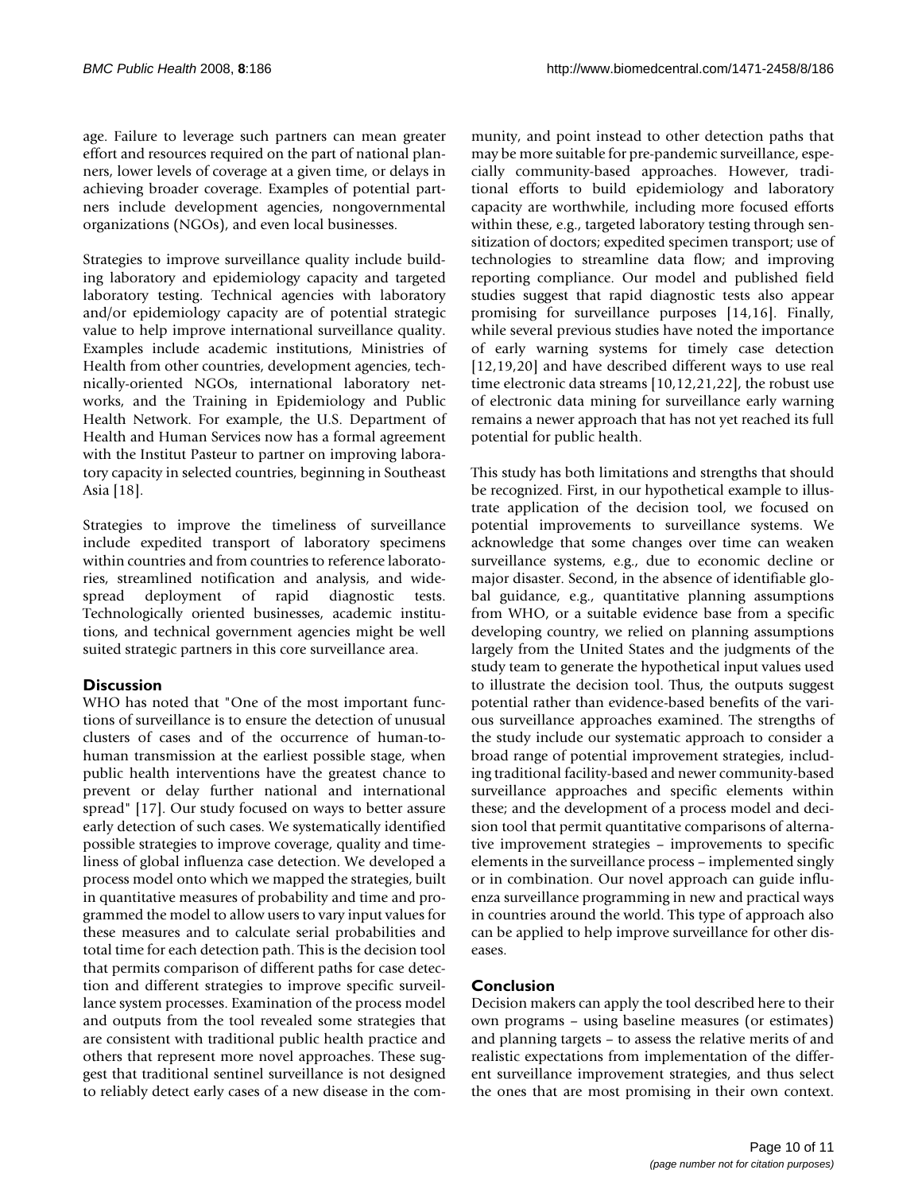age. Failure to leverage such partners can mean greater effort and resources required on the part of national planners, lower levels of coverage at a given time, or delays in achieving broader coverage. Examples of potential partners include development agencies, nongovernmental organizations (NGOs), and even local businesses.

Strategies to improve surveillance quality include building laboratory and epidemiology capacity and targeted laboratory testing. Technical agencies with laboratory and/or epidemiology capacity are of potential strategic value to help improve international surveillance quality. Examples include academic institutions, Ministries of Health from other countries, development agencies, technically-oriented NGOs, international laboratory networks, and the Training in Epidemiology and Public Health Network. For example, the U.S. Department of Health and Human Services now has a formal agreement with the Institut Pasteur to partner on improving laboratory capacity in selected countries, beginning in Southeast Asia [18].

Strategies to improve the timeliness of surveillance include expedited transport of laboratory specimens within countries and from countries to reference laboratories, streamlined notification and analysis, and widespread deployment of rapid diagnostic tests. Technologically oriented businesses, academic institutions, and technical government agencies might be well suited strategic partners in this core surveillance area.

## Discussion

WHO has noted that "One of the most important functions of surveillance is to ensure the detection of unusual clusters of cases and of the occurrence of human-to-human transmission at the earliest possible stage, when public health interventions have the greatest chance to prevent or delay further national and international spread" [17]. Our study focused on ways to better assure early detection of such cases. We systematically identified possible strategies to improve coverage, quality and timeliness of global influenza case detection. We developed a process model onto which we mapped the strategies, built in quantitative measures of probability and time and programmed the model to allow users to vary input values for these measures and to calculate serial probabilities and total time for each detection path. This is the decision tool that permits comparison of different paths for case detection and different strategies to improve specific surveillance system processes. Examination of the process model and outputs from the tool revealed some strategies that are consistent with traditional public health practice and others that represent more novel approaches. These suggest that traditional sentinel surveillance is not designed to reliably detect early cases of a new disease in the community, and point instead to other detection paths that may be more suitable for pre-pandemic surveillance, especially community-based approaches. However, traditional efforts to build epidemiology and laboratory capacity are worthwhile, including more focused efforts within these, e.g., targeted laboratory testing through sensitization of doctors; expedited specimen transport; use of technologies to streamline data flow; and improving reporting compliance. Our model and published field studies suggest that rapid diagnostic tests also appear promising for surveillance purposes [14,16]. Finally, while several previous studies have noted the importance of early warning systems for timely case detection [12,19,20] and have described different ways to use real time electronic data streams [10,12,21,22], the robust use of electronic data mining for surveillance early warning remains a newer approach that has not yet reached its full potential for public health.

This study has both limitations and strengths that should be recognized. First, in our hypothetical example to illustrate application of the decision tool, we focused on potential improvements to surveillance systems. We acknowledge that some changes over time can weaken surveillance systems, e.g., due to economic decline or major disaster. Second, in the absence of identifiable global guidance, e.g., quantitative planning assumptions from WHO, or a suitable evidence base from a specific developing country, we relied on planning assumptions largely from the United States and the judgments of the study team to generate the hypothetical input values used to illustrate the decision tool. Thus, the outputs suggest potential rather than evidence-based benefits of the various surveillance approaches examined. The strengths of the study include our systematic approach to consider a broad range of potential improvement strategies, including traditional facility-based and newer community-based surveillance approaches and specific elements within these; and the development of a process model and decision tool that permit quantitative comparisons of alternative improvement strategies – improvements to specific elements in the surveillance process – implemented singly or in combination. Our novel approach can guide influenza surveillance programming in new and practical ways in countries around the world. This type of approach also can be applied to help improve surveillance for other diseases.

## Conclusion

Decision makers can apply the tool described here to their own programs – using baseline measures (or estimates) and planning targets – to assess the relative merits of and realistic expectations from implementation of the different surveillance improvement strategies, and thus select the ones that are most promising in their own context.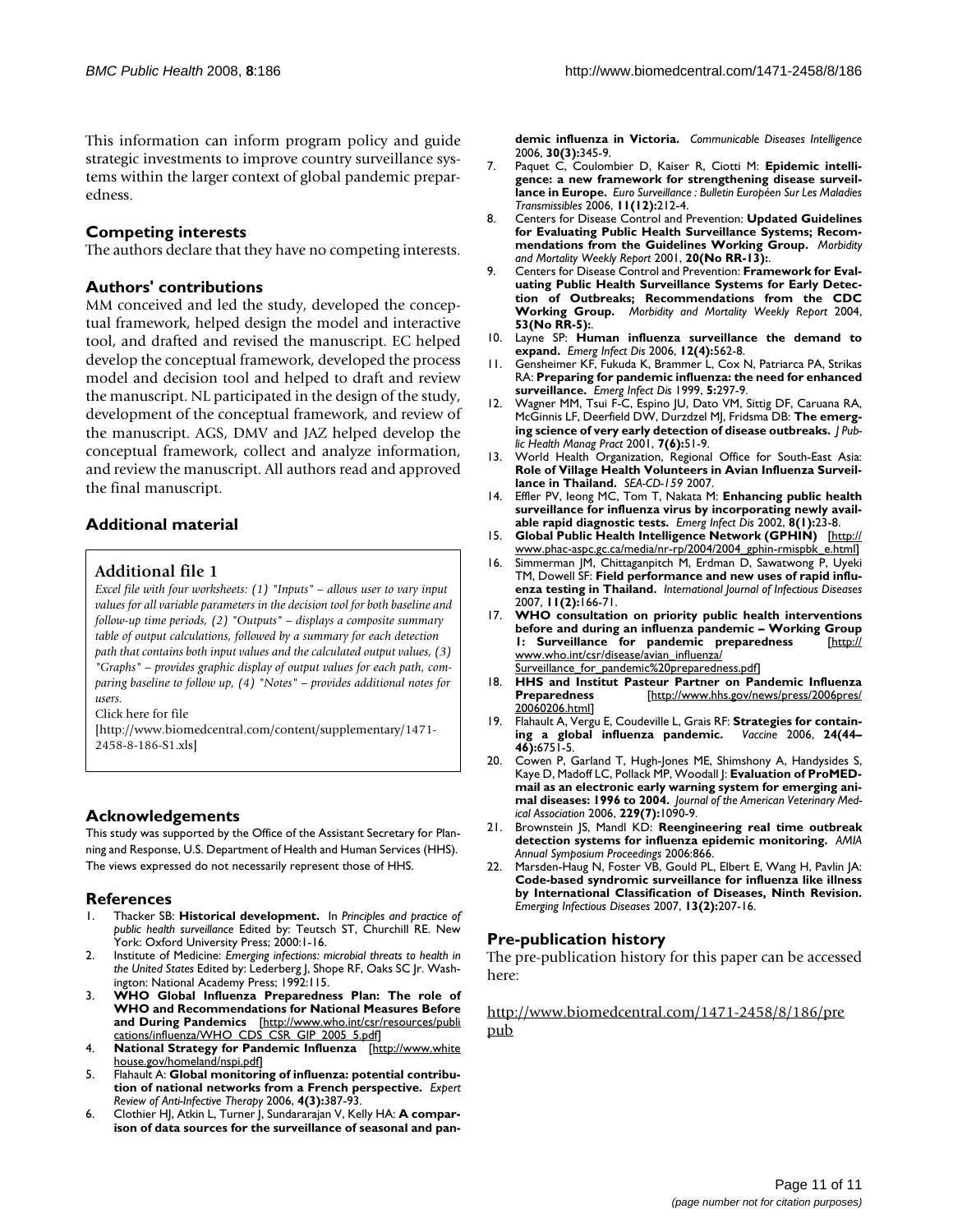This information can inform program policy and guide strategic investments to improve country surveillance systems within the larger context of global pandemic preparedness.

## Competing interests

The authors declare that they have no competing interests.

## Authors' contributions

MM conceived and led the study, developed the conceptual framework, helped design the model and interactive tool, and drafted and revised the manuscript. EC helped develop the conceptual framework, developed the process model and decision tool and helped to draft and review the manuscript. NL participated in the design of the study, development of the conceptual framework, and review of the manuscript. AGS, DMV and JAZ helped develop the conceptual framework, collect and analyze information, and review the manuscript. All authors read and approved the final manuscript.

## Additional material

### Additional file 1

*Excel file with four worksheets: (1) "Inputs" – allows user to vary input values for all variable parameters in the decision tool for both baseline and follow-up time periods, (2) "Outputs" – displays a composite summary table of output calculations, followed by a summary for each detection path that contains both input values and the calculated output values, (3) "Graphs" – provides graphic display of output values for each path, comparing baseline to follow up, (4) "Notes" – provides additional notes for users.*

Click here for file

[http://www.biomedcentral.com/content/supplementary/1471-2458-8-186-S1.xls]

## Acknowledgements

This study was supported by the Office of the Assistant Secretary for Planning and Response, U.S. Department of Health and Human Services (HHS). The views expressed do not necessarily represent those of HHS.

## References

1. Thacker SB: **Historical development.** In *Principles and practice of public health surveillance* Edited by: Teutsch ST, Churchill RE. New York: Oxford University Press; 2000:1-16.
2. Institute of Medicine: *Emerging infections: microbial threats to health in the United States* Edited by: Lederberg J, Shope RF, Oaks SC Jr. Washington: National Academy Press; 1992:115.
3. **WHO Global Influenza Preparedness Plan: The role of WHO and Recommendations for National Measures Before and During Pandemics** [http://www.who.int/csr/resources/publications/influenza/WHO_CDS_CSR_GIP_2005_5.pdf]
4. **National Strategy for Pandemic Influenza** [http://www.whitehouse.gov/homeland/nspi.pdf]
5. Flahault A: **Global monitoring of influenza: potential contribution of national networks from a French perspective.** *Expert Review of Anti-Infective Therapy* 2006, **4(3):**387-93.
6. Clothier HJ, Atkin L, Turner J, Sundararajan V, Kelly HA: **A comparison of data sources for the surveillance of seasonal and pandemic influenza in Victoria.** *Communicable Diseases Intelligence* 2006, **30(3):**345-9.
7. Paquet C, Coulombier D, Kaiser R, Ciotti M: **Epidemic intelligence: a new framework for strengthening disease surveillance in Europe.** *Euro Surveillance : Bulletin Européen Sur Les Maladies Transmissibles* 2006, **11(12):**212-4.
8. Centers for Disease Control and Prevention: **Updated Guidelines for Evaluating Public Health Surveillance Systems; Recommendations from the Guidelines Working Group.** *Morbidity and Mortality Weekly Report* 2001, **20(No RR-13):**.
9. Centers for Disease Control and Prevention: **Framework for Evaluating Public Health Surveillance Systems for Early Detection of Outbreaks; Recommendations from the CDC Working Group.** *Morbidity and Mortality Weekly Report* 2004, **53(No RR-5):**.
10. Layne SP: **Human influenza surveillance the demand to expand.** *Emerg Infect Dis* 2006, **12(4):**562-8.
11. Gensheimer KF, Fukuda K, Brammer L, Cox N, Patriarca PA, Strikas RA: **Preparing for pandemic influenza: the need for enhanced surveillance.** *Emerg Infect Dis* 1999, **5:**297-9.
12. Wagner MM, Tsui F-C, Espino JU, Dato VM, Sittig DF, Caruana RA, McGinnis LF, Deerfield DW, Durzdzel MJ, Fridsma DB: **The emerging science of very early detection of disease outbreaks.** *J Public Health Manag Pract* 2001, **7(6):**51-9.
13. World Health Organization, Regional Office for South-East Asia: **Role of Village Health Volunteers in Avian Influenza Surveillance in Thailand.** *SEA-CD-159* 2007.
14. Effler PV, Ieong MC, Tom T, Nakata M: **Enhancing public health surveillance for influenza virus by incorporating newly available rapid diagnostic tests.** *Emerg Infect Dis* 2002, **8(1):**23-8.
15. **Global Public Health Intelligence Network (GPHIN)** [http://www.phac-aspc.gc.ca/media/nr-rp/2004/2004_gphin-rmispbk_e.html]
16. Simmerman JM, Chittaganpitch M, Erdman D, Sawatwong P, Uyeki TM, Dowell SF: **Field performance and new uses of rapid influenza testing in Thailand.** *International Journal of Infectious Diseases* 2007, **11(2):**166-71.
17. **WHO consultation on priority public health interventions before and during an influenza pandemic – Working Group 1: Surveillance for pandemic preparedness** [http://www.who.int/csr/disease/avian_influenza/Surveillance_for_pandemic%20preparedness.pdf]
18. **HHS and Institut Pasteur Partner on Pandemic Influenza Preparedness** [http://www.hhs.gov/news/press/2006pres/20060206.html]
19. Flahault A, Vergu E, Coudeville L, Grais RF: **Strategies for containing a global influenza pandemic.** *Vaccine* 2006, **24(44–46):**6751-5.
20. Cowen P, Garland T, Hugh-Jones ME, Shimshony A, Handysides S, Kaye D, Madoff LC, Pollack MP, Woodall J: **Evaluation of ProMED-mail as an electronic early warning system for emerging animal diseases: 1996 to 2004.** *Journal of the American Veterinary Medical Association* 2006, **229(7):**1090-9.
21. Brownstein JS, Mandl KD: **Reengineering real time outbreak detection systems for influenza epidemic monitoring.** *AMIA Annual Symposium Proceedings* 2006:866.
22. Marsden-Haug N, Foster VB, Gould PL, Elbert E, Wang H, Pavlin JA: **Code-based syndromic surveillance for influenza like illness by International Classification of Diseases, Ninth Revision.** *Emerging Infectious Diseases* 2007, **13(2):**207-16.

## Pre-publication history

The pre-publication history for this paper can be accessed here:

http://www.biomedcentral.com/1471-2458/8/186/prepub